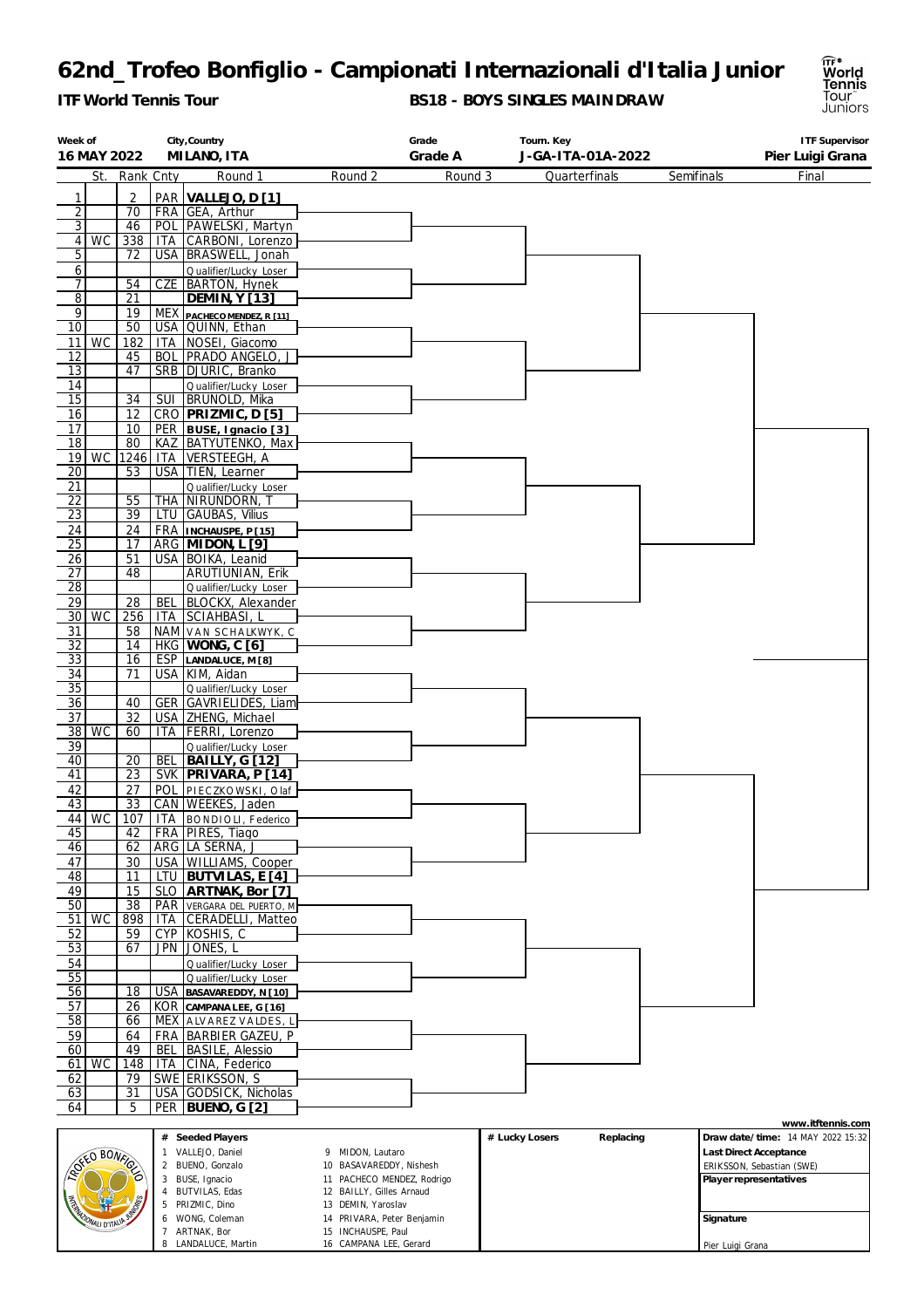# 62nd_Trofeo Bonfiglio - Campionati Internazionali d'Italia Junior

**ITF World Tennis Tour**

**BS18 - BOYS SINGLES MAINDRAW**

| Week of | City,Country | Grade | Tourn. Key | ITF Supervisor |
|---|---|---|---|---|
| 16 MAY 2022 | MILANO, ITA | Grade A | J-GA-ITA-01A-2022 | Pier Luigi Grana |

| # | St. | Rank | Cnty | Round 1 | Round 2 | Round 3 | Quarterfinals | Semifinals | Final |
|---|---|---|---|---|---|---|---|---|---|
| 1 | | 2 | PAR | **VALLEJO, D [1]** | | | | | |
| 2 | | 70 | FRA | GEA, Arthur | | | | | |
| 3 | | 46 | POL | PAWELSKI, Martyn | | | | | |
| 4 | WC | 338 | ITA | CARBONI, Lorenzo | | | | | |
| 5 | | 72 | USA | BRASWELL, Jonah | | | | | |
| 6 | | | | Qualifier/Lucky Loser | | | | | |
| 7 | | 54 | CZE | BARTON, Hynek | | | | | |
| 8 | | 21 | | **DEMIN, Y [13]** | | | | | |
| 9 | | 19 | MEX | **PACHECO MENDEZ, R [11]** | | | | | |
| 10 | | 50 | USA | QUINN, Ethan | | | | | |
| 11 | WC | 182 | ITA | NOSEI, Giacomo | | | | | |
| 12 | | 45 | BOL | PRADO ANGELO, J | | | | | |
| 13 | | 47 | SRB | DJURIC, Branko | | | | | |
| 14 | | | | Qualifier/Lucky Loser | | | | | |
| 15 | | 34 | SUI | BRUNOLD, Mika | | | | | |
| 16 | | 12 | CRO | **PRIZMIC, D [5]** | | | | | |
| 17 | | 10 | PER | **BUSE, Ignacio [3]** | | | | | |
| 18 | | 80 | KAZ | BATYUTENKO, Max | | | | | |
| 19 | WC | 1246 | ITA | VERSTEEGH, A | | | | | |
| 20 | | 53 | USA | TIEN, Learner | | | | | |
| 21 | | | | Qualifier/Lucky Loser | | | | | |
| 22 | | 55 | THA | NIRUNDORN, T | | | | | |
| 23 | | 39 | LTU | GAUBAS, Vilius | | | | | |
| 24 | | 24 | FRA | **INCHAUSPE, P [15]** | | | | | |
| 25 | | 17 | ARG | **MIDON, L [9]** | | | | | |
| 26 | | 51 | USA | BOIKA, Leanid | | | | | |
| 27 | | 48 | | ARUTIUNIAN, Erik | | | | | |
| 28 | | | | Qualifier/Lucky Loser | | | | | |
| 29 | | 28 | BEL | BLOCKX, Alexander | | | | | |
| 30 | WC | 256 | ITA | SCIAHBASI, L | | | | | |
| 31 | | 58 | NAM | VAN SCHALKWYK, C | | | | | |
| 32 | | 14 | HKG | **WONG, C [6]** | | | | | |
| 33 | | 16 | ESP | **LANDALUCE, M [8]** | | | | | |
| 34 | | 71 | USA | KIM, Aidan | | | | | |
| 35 | | | | Qualifier/Lucky Loser | | | | | |
| 36 | | 40 | GER | GAVRIELIDES, Liam | | | | | |
| 37 | | 32 | USA | ZHENG, Michael | | | | | |
| 38 | WC | 60 | ITA | FERRI, Lorenzo | | | | | |
| 39 | | | | Qualifier/Lucky Loser | | | | | |
| 40 | | 20 | BEL | **BAILLY, G [12]** | | | | | |
| 41 | | 23 | SVK | **PRIVARA, P [14]** | | | | | |
| 42 | | 27 | POL | PIECZKOWSKI, Olaf | | | | | |
| 43 | | 33 | CAN | WEEKES, Jaden | | | | | |
| 44 | WC | 107 | ITA | BONDIOLI, Federico | | | | | |
| 45 | | 42 | FRA | PIRES, Tiago | | | | | |
| 46 | | 62 | ARG | LA SERNA, J | | | | | |
| 47 | | 30 | USA | WILLIAMS, Cooper | | | | | |
| 48 | | 11 | LTU | **BUTVILAS, E [4]** | | | | | |
| 49 | | 15 | SLO | **ARTNAK, Bor [7]** | | | | | |
| 50 | | 38 | PAR | VERGARA DEL PUERTO, M | | | | | |
| 51 | WC | 898 | ITA | CERADELLI, Matteo | | | | | |
| 52 | | 59 | CYP | KOSHIS, C | | | | | |
| 53 | | 67 | JPN | JONES, L | | | | | |
| 54 | | | | Qualifier/Lucky Loser | | | | | |
| 55 | | | | Qualifier/Lucky Loser | | | | | |
| 56 | | 18 | USA | **BASAVAREDDY, N [10]** | | | | | |
| 57 | | 26 | KOR | **CAMPANA LEE, G [16]** | | | | | |
| 58 | | 66 | MEX | ALVAREZ VALDES, L | | | | | |
| 59 | | 64 | FRA | BARBIER GAZEU, P | | | | | |
| 60 | | 49 | BEL | BASILE, Alessio | | | | | |
| 61 | WC | 148 | ITA | CINA, Federico | | | | | |
| 62 | | 79 | SWE | ERIKSSON, S | | | | | |
| 63 | | 31 | USA | GODSICK, Nicholas | | | | | |
| 64 | | 5 | PER | **BUENO, G [2]** | | | | | |

www.itftennis.com

| # | Seeded Players | # | Seeded Players |
|---|---|---|---|
| 1 | VALLEJO, Daniel | 9 | MIDON, Lautaro |
| 2 | BUENO, Gonzalo | 10 | BASAVAREDDY, Nishesh |
| 3 | BUSE, Ignacio | 11 | PACHECO MENDEZ, Rodrigo |
| 4 | BUTVILAS, Edas | 12 | BAILLY, Gilles Arnaud |
| 5 | PRIZMIC, Dino | 13 | DEMIN, Yaroslav |
| 6 | WONG, Coleman | 14 | PRIVARA, Peter Benjamin |
| 7 | ARTNAK, Bor | 15 | INCHAUSPE, Paul |
| 8 | LANDALUCE, Martin | 16 | CAMPANA LEE, Gerard |

| # Lucky Losers | Replacing |
|---|---|
| | |

**Draw date/time:** 14 MAY 2022 15:32

**Last Direct Acceptance**
ERIKSSON, Sebastian (SWE)

**Player representatives**

**Signature**

Pier Luigi Grana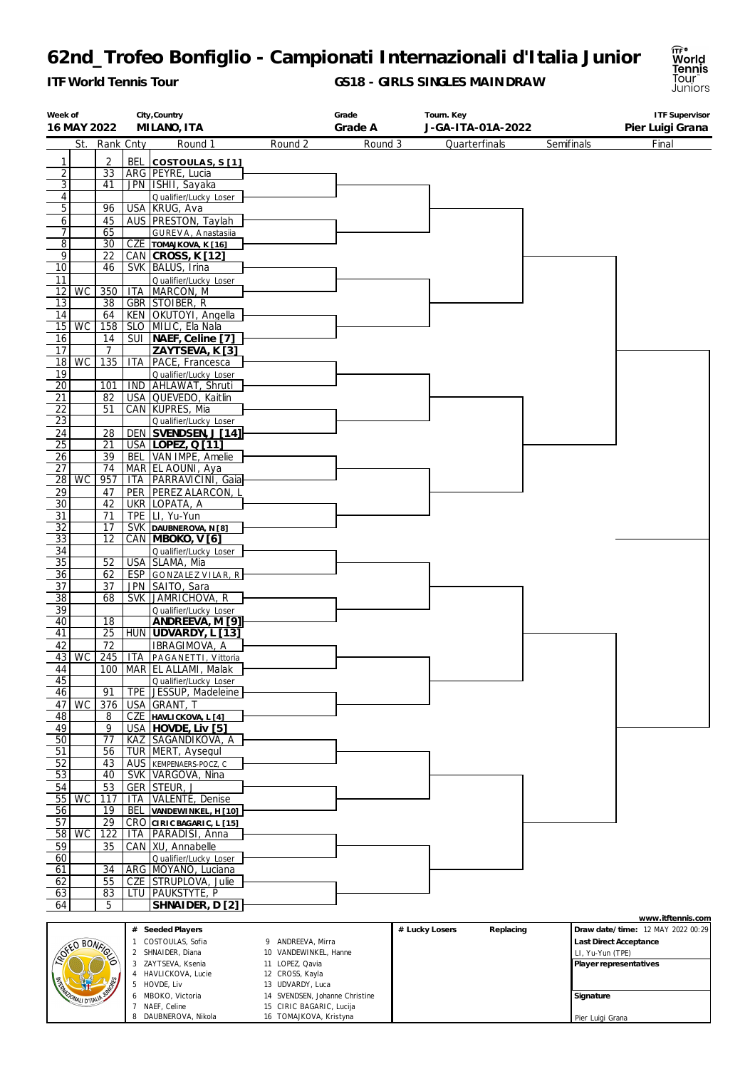# 62nd_Trofeo Bonfiglio - Campionati Internazionali d'Italia Junior

**ITF World Tennis Tour**

**GS18 - GIRLS SINGLES MAINDRAW**

| Week of | City,Country | Grade | Tourn. Key | ITF Supervisor |
|---|---|---|---|---|
| 16 MAY 2022 | MILANO, ITA | Grade A | J-GA-ITA-01A-2022 | Pier Luigi Grana |

| # | St. | Rank | Cnty | Round 1 | Round 2 | Round 3 | Quarterfinals | Semifinals | Final |
|---|---|---|---|---|---|---|---|---|---|
| 1 | | 2 | BEL | **COSTOULAS, S [1]** | | | | | |
| 2 | | 33 | ARG | PEYRE, Lucia | | | | | |
| 3 | | 41 | JPN | ISHII, Sayaka | | | | | |
| 4 | | | | Qualifier/Lucky Loser | | | | | |
| 5 | | 96 | USA | KRUG, Ava | | | | | |
| 6 | | 45 | AUS | PRESTON, Taylah | | | | | |
| 7 | | 65 | | GUREVA, Anastasiia | | | | | |
| 8 | | 30 | CZE | **TOMAJKOVA, K [16]** | | | | | |
| 9 | | 22 | CAN | **CROSS, K [12]** | | | | | |
| 10 | | 46 | SVK | BALUS, Irina | | | | | |
| 11 | | | | Qualifier/Lucky Loser | | | | | |
| 12 | WC | 350 | ITA | MARCON, M | | | | | |
| 13 | | 38 | GBR | STOIBER, R | | | | | |
| 14 | | 64 | KEN | OKUTOYI, Angella | | | | | |
| 15 | WC | 158 | SLO | MILIC, Ela Nala | | | | | |
| 16 | | 14 | SUI | **NAEF, Celine [7]** | | | | | |
| 17 | | 7 | | **ZAYTSEVA, K [3]** | | | | | |
| 18 | WC | 135 | ITA | PACE, Francesca | | | | | |
| 19 | | | | Qualifier/Lucky Loser | | | | | |
| 20 | | 101 | IND | AHLAWAT, Shruti | | | | | |
| 21 | | 82 | USA | QUEVEDO, Kaitlin | | | | | |
| 22 | | 51 | CAN | KUPRES, Mia | | | | | |
| 23 | | | | Qualifier/Lucky Loser | | | | | |
| 24 | | 28 | DEN | **SVENDSEN, J [14]** | | | | | |
| 25 | | 21 | USA | **LOPEZ, Q [11]** | | | | | |
| 26 | | 39 | BEL | VAN IMPE, Amelie | | | | | |
| 27 | | 74 | MAR | EL AOUNI, Aya | | | | | |
| 28 | WC | 957 | ITA | PARRAVICINI, Gaia | | | | | |
| 29 | | 47 | PER | PEREZ ALARCON, L | | | | | |
| 30 | | 42 | UKR | LOPATA, A | | | | | |
| 31 | | 71 | TPE | LI, Yu-Yun | | | | | |
| 32 | | 17 | SVK | **DAUBNEROVA, N [8]** | | | | | |
| 33 | | 12 | CAN | **MBOKO, V [6]** | | | | | |
| 34 | | | | Qualifier/Lucky Loser | | | | | |
| 35 | | 52 | USA | SLAMA, Mia | | | | | |
| 36 | | 62 | ESP | GONZALEZ VILAR, R | | | | | |
| 37 | | 37 | JPN | SAITO, Sara | | | | | |
| 38 | | 68 | SVK | JAMRICHOVA, R | | | | | |
| 39 | | | | Qualifier/Lucky Loser | | | | | |
| 40 | | 18 | | **ANDREEVA, M [9]** | | | | | |
| 41 | | 25 | HUN | **UDVARDY, L [13]** | | | | | |
| 42 | | 72 | | IBRAGIMOVA, A | | | | | |
| 43 | WC | 245 | ITA | PAGANETTI, Vittoria | | | | | |
| 44 | | 100 | MAR | EL ALLAMI, Malak | | | | | |
| 45 | | | | Qualifier/Lucky Loser | | | | | |
| 46 | | 91 | TPE | JESSUP, Madeleine | | | | | |
| 47 | WC | 376 | USA | GRANT, T | | | | | |
| 48 | | 8 | CZE | **HAVLICKOVA, L [4]** | | | | | |
| 49 | | 9 | USA | **HOVDE, Liv [5]** | | | | | |
| 50 | | 77 | KAZ | SAGANDIKOVA, A | | | | | |
| 51 | | 56 | TUR | MERT, Aysegul | | | | | |
| 52 | | 43 | AUS | KEMPENAERS-POCZ, C | | | | | |
| 53 | | 40 | SVK | VARGOVA, Nina | | | | | |
| 54 | | 53 | GER | STEUR, J | | | | | |
| 55 | WC | 117 | ITA | VALENTE, Denise | | | | | |
| 56 | | 19 | BEL | **VANDEWINKEL, H [10]** | | | | | |
| 57 | | 29 | CRO | **CIRIC BAGARIC, L [15]** | | | | | |
| 58 | WC | 122 | ITA | PARADISI, Anna | | | | | |
| 59 | | 35 | CAN | XU, Annabelle | | | | | |
| 60 | | | | Qualifier/Lucky Loser | | | | | |
| 61 | | 34 | ARG | MOYANO, Luciana | | | | | |
| 62 | | 55 | CZE | STRUPLOVA, Julie | | | | | |
| 63 | | 83 | LTU | PAUKSTYTE, P | | | | | |
| 64 | | 5 | | **SHNAIDER, D [2]** | | | | | |

www.itftennis.com

| # | Seeded Players | # | Seeded Players |
|---|---|---|---|
| 1 | COSTOULAS, Sofia | 9 | ANDREEVA, Mirra |
| 2 | SHNAIDER, Diana | 10 | VANDEWINKEL, Hanne |
| 3 | ZAYTSEVA, Ksenia | 11 | LOPEZ, Qavia |
| 4 | HAVLICKOVA, Lucie | 12 | CROSS, Kayla |
| 5 | HOVDE, Liv | 13 | UDVARDY, Luca |
| 6 | MBOKO, Victoria | 14 | SVENDSEN, Johanne Christine |
| 7 | NAEF, Celine | 15 | CIRIC BAGARIC, Lucija |
| 8 | DAUBNEROVA, Nikola | 16 | TOMAJKOVA, Kristyna |

| # Lucky Losers | Replacing |
|---|---|
| | |

**Draw date/time:** 12 MAY 2022 00:29

**Last Direct Acceptance**
LI, Yu-Yun (TPE)

**Player representatives**

**Signature**
Pier Luigi Grana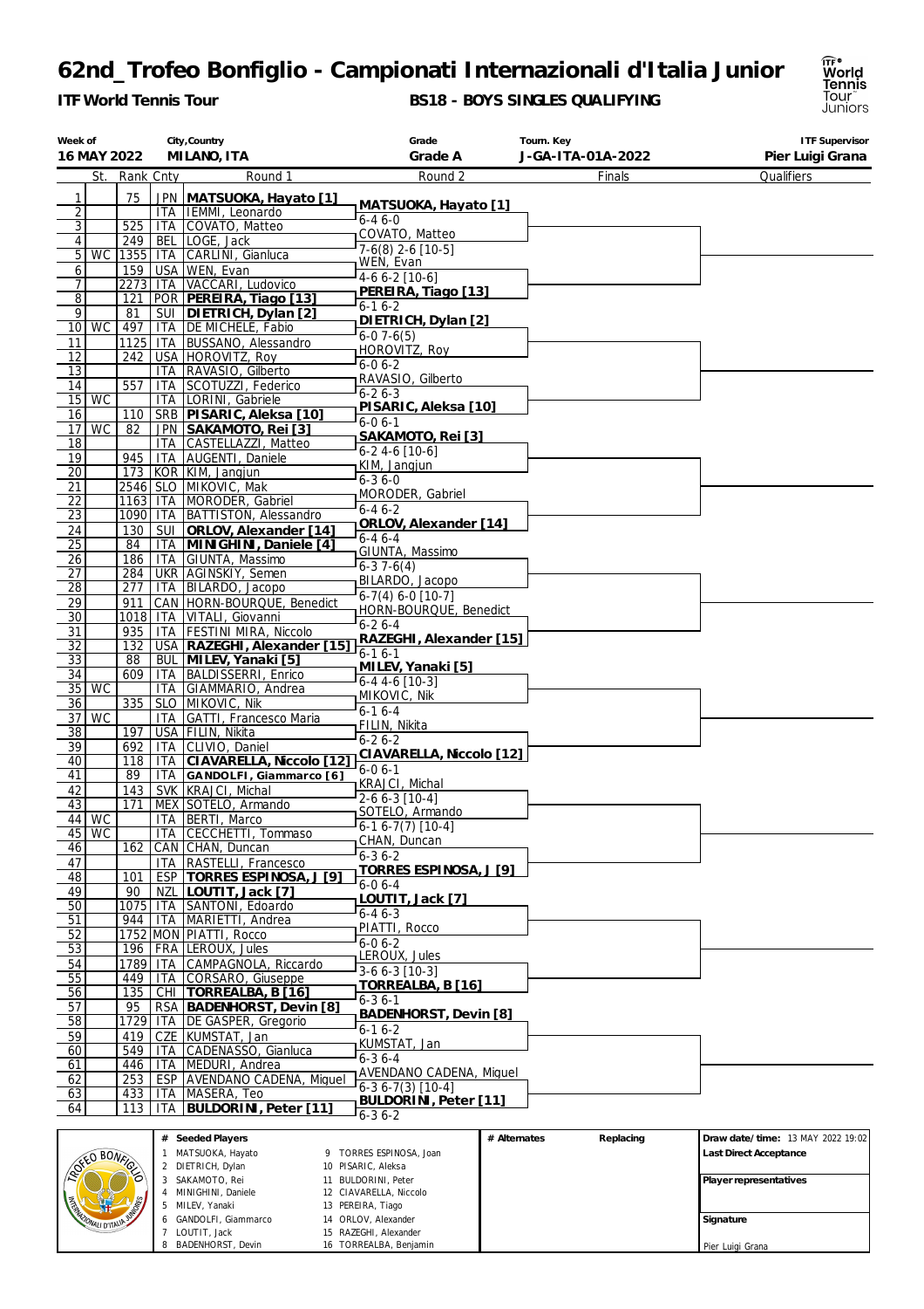# 62nd_Trofeo Bonfiglio - Campionati Internazionali d'Italia Junior

**ITF World Tennis Tour**

**BS18 - BOYS SINGLES QUALIFYING**

| Week of | City,Country | Grade | Tourn. Key | ITF Supervisor |
|---|---|---|---|---|
| 16 MAY 2022 | MILANO, ITA | Grade A | J-GA-ITA-01A-2022 | Pier Luigi Grana |

| # | St. | Rank | Cnty | Round 1 | Round 2 | Finals |
|---|---|---|---|---|---|---|
| 1 | | 75 | JPN | **MATSUOKA, Hayato [1]** | **MATSUOKA, Hayato [1]** 6-4 6-0 | |
| 2 | | | ITA | IEMMI, Leonardo | | |
| 3 | | 525 | ITA | COVATO, Matteo | COVATO, Matteo 7-6(8) 2-6 [10-5] | |
| 4 | | 249 | BEL | LOGE, Jack | | |
| 5 | WC | 1355 | ITA | CARLINI, Gianluca | WEN, Evan 4-6 6-2 [10-6] | |
| 6 | | 159 | USA | WEN, Evan | | |
| 7 | | 2273 | ITA | VACCARI, Ludovico | **PEREIRA, Tiago [13]** 6-1 6-2 | |
| 8 | | 121 | POR | **PEREIRA, Tiago [13]** | | |
| 9 | | 81 | SUI | **DIETRICH, Dylan [2]** | **DIETRICH, Dylan [2]** 6-0 7-6(5) | |
| 10 | WC | 497 | ITA | DE MICHELE, Fabio | | |
| 11 | | 1125 | ITA | BUSSANO, Alessandro | HOROVITZ, Roy 6-0 6-2 | |
| 12 | | 242 | USA | HOROVITZ, Roy | | |
| 13 | | | ITA | RAVASIO, Gilberto | RAVASIO, Gilberto 6-2 6-3 | |
| 14 | | 557 | ITA | SCOTUZZI, Federico | | |
| 15 | WC | | ITA | LORINI, Gabriele | **PISARIC, Aleksa [10]** 6-0 6-1 | |
| 16 | | 110 | SRB | **PISARIC, Aleksa [10]** | | |
| 17 | WC | 82 | JPN | **SAKAMOTO, Rei [3]** | **SAKAMOTO, Rei [3]** 6-2 4-6 [10-6] | |
| 18 | | | ITA | CASTELLAZZI, Matteo | | |
| 19 | | 945 | ITA | AUGENTI, Daniele | KIM, Jangjun 6-3 6-0 | |
| 20 | | 173 | KOR | KIM, Jangjun | | |
| 21 | | 2546 | SLO | MIKOVIC, Mak | MORODER, Gabriel 6-4 6-2 | |
| 22 | | 1163 | ITA | MORODER, Gabriel | | |
| 23 | | 1090 | ITA | BATTISTON, Alessandro | **ORLOV, Alexander [14]** 6-4 6-4 | |
| 24 | | 130 | SUI | **ORLOV, Alexander [14]** | | |
| 25 | | 84 | ITA | **MINIGHINI, Daniele [4]** | GIUNTA, Massimo 6-3 7-6(4) | |
| 26 | | 186 | ITA | GIUNTA, Massimo | | |
| 27 | | 284 | UKR | AGINSKIY, Semen | BILARDO, Jacopo 6-7(4) 6-0 [10-7] | |
| 28 | | 277 | ITA | BILARDO, Jacopo | | |
| 29 | | 911 | CAN | HORN-BOURQUE, Benedict | HORN-BOURQUE, Benedict 6-2 6-4 | |
| 30 | | 1018 | ITA | VITALI, Giovanni | | |
| 31 | | 935 | ITA | FESTINI MIRA, Niccolo | **RAZEGHI, Alexander [15]** 6-1 6-1 | |
| 32 | | 132 | USA | **RAZEGHI, Alexander [15]** | | |
| 33 | | 88 | BUL | **MILEV, Yanaki [5]** | **MILEV, Yanaki [5]** 6-4 4-6 [10-3] | |
| 34 | | 609 | ITA | BALDISSERRI, Enrico | | |
| 35 | WC | | ITA | GIAMMARIO, Andrea | MIKOVIC, Nik 6-1 6-4 | |
| 36 | | 335 | SLO | MIKOVIC, Nik | | |
| 37 | WC | | ITA | GATTI, Francesco Maria | FILIN, Nikita 6-2 6-2 | |
| 38 | | 197 | USA | FILIN, Nikita | | |
| 39 | | 692 | ITA | CLIVIO, Daniel | **CIAVARELLA, Niccolo [12]** 6-0 6-1 | |
| 40 | | 118 | ITA | **CIAVARELLA, Niccolo [12]** | | |
| 41 | | 89 | ITA | **GANDOLFI, Giammarco [6]** | KRAJCI, Michal 2-6 6-3 [10-4] | |
| 42 | | 143 | SVK | KRAJCI, Michal | | |
| 43 | | 171 | MEX | SOTELO, Armando | SOTELO, Armando 6-1 6-7(7) [10-4] | |
| 44 | WC | | ITA | BERTI, Marco | | |
| 45 | WC | | ITA | CECCHETTI, Tommaso | CHAN, Duncan 6-3 6-2 | |
| 46 | | 162 | CAN | CHAN, Duncan | | |
| 47 | | | ITA | RASTELLI, Francesco | **TORRES ESPINOSA, J [9]** 6-0 6-4 | |
| 48 | | 101 | ESP | **TORRES ESPINOSA, J [9]** | | |
| 49 | | 90 | NZL | **LOUTIT, Jack [7]** | **LOUTIT, Jack [7]** 6-4 6-3 | |
| 50 | | 1075 | ITA | SANTONI, Edoardo | | |
| 51 | | 944 | ITA | MARIETTI, Andrea | PIATTI, Rocco 6-0 6-2 | |
| 52 | | 1752 | MON | PIATTI, Rocco | | |
| 53 | | 196 | FRA | LEROUX, Jules | LEROUX, Jules 3-6 6-3 [10-3] | |
| 54 | | 1789 | ITA | CAMPAGNOLA, Riccardo | | |
| 55 | | 449 | ITA | CORSARO, Giuseppe | **TORREALBA, B [16]** 6-3 6-1 | |
| 56 | | 135 | CHI | **TORREALBA, B [16]** | | |
| 57 | | 95 | RSA | **BADENHORST, Devin [8]** | **BADENHORST, Devin [8]** 6-1 6-2 | |
| 58 | | 1729 | ITA | DE GASPER, Gregorio | | |
| 59 | | 419 | CZE | KUMSTAT, Jan | KUMSTAT, Jan 6-3 6-4 | |
| 60 | | 549 | ITA | CADENASSO, Gianluca | | |
| 61 | | 446 | ITA | MEDURI, Andrea | AVENDANO CADENA, Miguel 6-3 6-7(3) [10-4] | |
| 62 | | 253 | ESP | AVENDANO CADENA, Miguel | | |
| 63 | | 433 | ITA | MASERA, Teo | **BULDORINI, Peter [11]** 6-3 6-2 | |
| 64 | | 113 | ITA | **BULDORINI, Peter [11]** | | |

Qualifiers

| # | Seeded Players | # | Seeded Players |
|---|---|---|---|
| 1 | MATSUOKA, Hayato | 9 | TORRES ESPINOSA, Joan |
| 2 | DIETRICH, Dylan | 10 | PISARIC, Aleksa |
| 3 | SAKAMOTO, Rei | 11 | BULDORINI, Peter |
| 4 | MINIGHINI, Daniele | 12 | CIAVARELLA, Niccolo |
| 5 | MILEV, Yanaki | 13 | PEREIRA, Tiago |
| 6 | GANDOLFI, Giammarco | 14 | ORLOV, Alexander |
| 7 | LOUTIT, Jack | 15 | RAZEGHI, Alexander |
| 8 | BADENHORST, Devin | 16 | TORREALBA, Benjamin |

| # Alternates | Replacing |
|---|---|
| | |

Draw date/time: 13 MAY 2022 19:02

Last Direct Acceptance

Player representatives

Signature

Pier Luigi Grana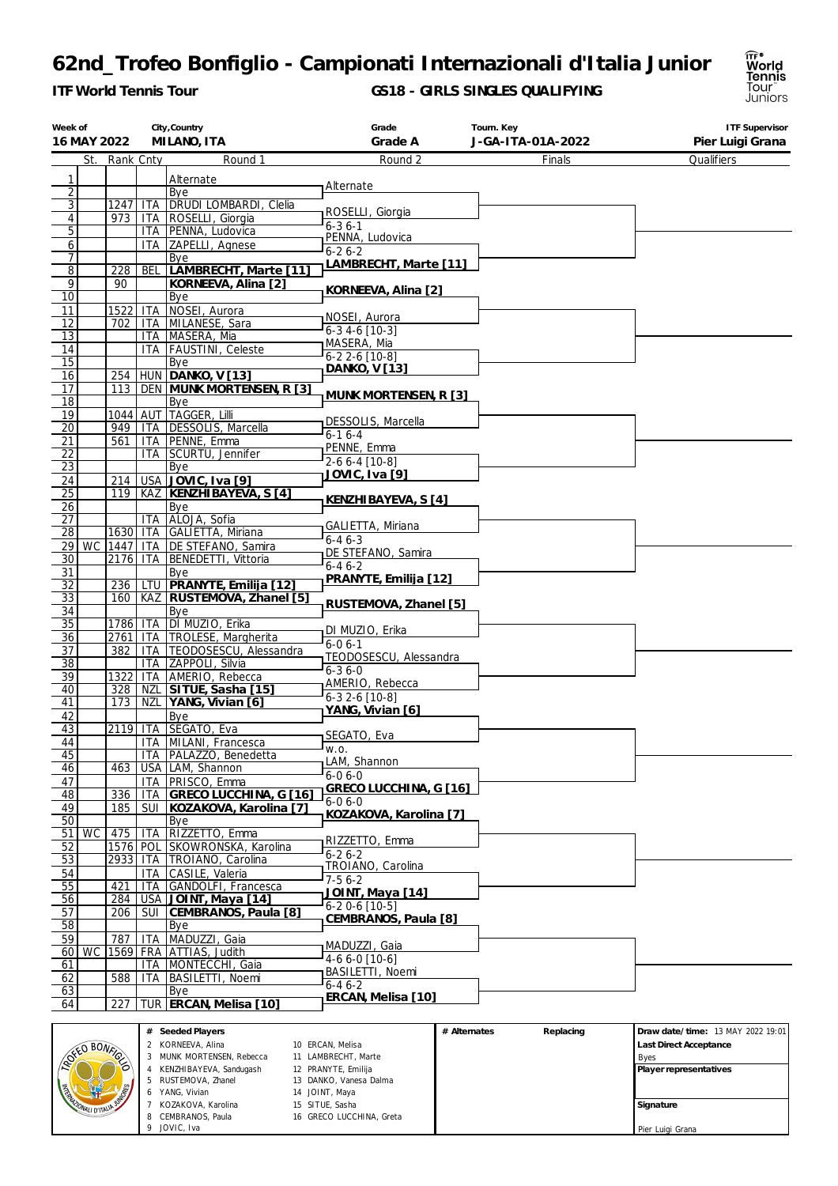# 62nd_Trofeo Bonfiglio - Campionati Internazionali d'Italia Junior

**ITF World Tennis Tour** — **GS18 - GIRLS SINGLES QUALIFYING**

| Week of | City,Country | Grade | Tourn. Key | ITF Supervisor |
|---|---|---|---|---|
| 16 MAY 2022 | MILANO, ITA | Grade A | J-GA-ITA-01A-2022 | Pier Luigi Grana |

| # | St. | Rank | Cnty | Round 1 | Round 2 | Finals | Qualifiers |
|---|---|---|---|---|---|---|---|
| 1 | | | | Alternate | Alternate | | |
| 2 | | | | Bye | | | |
| 3 | | 1247 | ITA | DRUDI LOMBARDI, Clelia | ROSELLI, Giorgia 6-3 6-1 | | |
| 4 | | 973 | ITA | ROSELLI, Giorgia | | | |
| 5 | | | ITA | PENNA, Ludovica | PENNA, Ludovica 6-2 6-2 | | |
| 6 | | | ITA | ZAPPELLI, Agnese | | | |
| 7 | | | | Bye | **LAMBRECHT, Marte [11]** | | |
| 8 | | 228 | BEL | **LAMBRECHT, Marte [11]** | | | |
| 9 | | 90 | | **KORNEEVA, Alina [2]** | **KORNEEVA, Alina [2]** | | |
| 10 | | | | Bye | | | |
| 11 | | 1522 | ITA | NOSEI, Aurora | NOSEI, Aurora 6-3 4-6 [10-3] | | |
| 12 | | 702 | ITA | MILANESE, Sara | | | |
| 13 | | | ITA | MASERA, Mia | MASERA, Mia 6-2 2-6 [10-8] | | |
| 14 | | | ITA | FAUSTINI, Celeste | | | |
| 15 | | | | Bye | **DANKO, V [13]** | | |
| 16 | | 254 | HUN | **DANKO, V [13]** | | | |
| 17 | | 113 | DEN | **MUNK MORTENSEN, R [3]** | **MUNK MORTENSEN, R [3]** | | |
| 18 | | | | Bye | | | |
| 19 | | 1044 | AUT | TAGGER, Lilli | DESSOLIS, Marcella 6-1 6-4 | | |
| 20 | | 949 | ITA | DESSOLIS, Marcella | | | |
| 21 | | 561 | ITA | PENNE, Emma | PENNE, Emma 2-6 6-4 [10-8] | | |
| 22 | | | ITA | SCURTU, Jennifer | | | |
| 23 | | | | Bye | **JOVIC, Iva [9]** | | |
| 24 | | 214 | USA | **JOVIC, Iva [9]** | | | |
| 25 | | 119 | KAZ | **KENZHIBAYEVA, S [4]** | **KENZHIBAYEVA, S [4]** | | |
| 26 | | | | Bye | | | |
| 27 | | | ITA | ALOJA, Sofia | GALIETTA, Miriana 6-4 6-3 | | |
| 28 | | 1630 | ITA | GALIETTA, Miriana | | | |
| 29 | WC | 1447 | ITA | DE STEFANO, Samira | DE STEFANO, Samira 6-4 6-2 | | |
| 30 | | 2176 | ITA | BENEDETTI, Vittoria | | | |
| 31 | | | | Bye | **PRANYTE, Emilija [12]** | | |
| 32 | | 236 | LTU | **PRANYTE, Emilija [12]** | | | |
| 33 | | 160 | KAZ | **RUSTEMOVA, Zhanel [5]** | **RUSTEMOVA, Zhanel [5]** | | |
| 34 | | | | Bye | | | |
| 35 | | 1786 | ITA | DI MUZIO, Erika | DI MUZIO, Erika 6-0 6-1 | | |
| 36 | | 2761 | ITA | TROLESE, Margherita | | | |
| 37 | | 382 | ITA | TEODOSESCU, Alessandra | TEODOSESCU, Alessandra 6-3 6-0 | | |
| 38 | | | ITA | ZAPPOLI, Silvia | | | |
| 39 | | 1322 | ITA | AMERIO, Rebecca | AMERIO, Rebecca 6-3 2-6 [10-8] | | |
| 40 | | 328 | NZL | **SITUE, Sasha [15]** | | | |
| 41 | | 173 | NZL | **YANG, Vivian [6]** | **YANG, Vivian [6]** | | |
| 42 | | | | Bye | | | |
| 43 | | 2119 | ITA | SEGATO, Eva | SEGATO, Eva w.o. | | |
| 44 | | | ITA | MILANI, Francesca | | | |
| 45 | | | ITA | PALAZZO, Benedetta | LAM, Shannon 6-0 6-0 | | |
| 46 | | 463 | USA | LAM, Shannon | | | |
| 47 | | | ITA | PRISCO, Emma | **GRECO LUCCHINA, G [16]** 6-0 6-0 | | |
| 48 | | 336 | ITA | **GRECO LUCCHINA, G [16]** | | | |
| 49 | | 185 | SUI | **KOZAKOVA, Karolina [7]** | **KOZAKOVA, Karolina [7]** | | |
| 50 | | | | Bye | | | |
| 51 | WC | 475 | ITA | RIZZETTO, Emma | RIZZETTO, Emma 6-2 6-2 | | |
| 52 | | 1576 | POL | SKOWRONSKA, Karolina | | | |
| 53 | | 2933 | ITA | TROIANO, Carolina | TROIANO, Carolina 7-5 6-2 | | |
| 54 | | | ITA | CASILE, Valeria | | | |
| 55 | | 421 | ITA | GANDOLFI, Francesca | **JOINT, Maya [14]** 6-2 0-6 [10-5] | | |
| 56 | | 284 | USA | **JOINT, Maya [14]** | | | |
| 57 | | 206 | SUI | **CEMBRANOS, Paula [8]** | **CEMBRANOS, Paula [8]** | | |
| 58 | | | | Bye | | | |
| 59 | | 787 | ITA | MADUZZI, Gaia | MADUZZI, Gaia 4-6 6-0 [10-6] | | |
| 60 | WC | 1569 | FRA | ATTIAS, Judith | | | |
| 61 | | | ITA | MONTECCHI, Gaia | BASILETTI, Noemi 6-4 6-2 | | |
| 62 | | 588 | ITA | BASILETTI, Noemi | | | |
| 63 | | | | Bye | **ERCAN, Melisa [10]** | | |
| 64 | | 227 | TUR | **ERCAN, Melisa [10]** | | | |

| # | Seeded Players | # | Seeded Players |
|---|---|---|---|
| 2 | KORNEEVA, Alina | 10 | ERCAN, Melisa |
| 3 | MUNK MORTENSEN, Rebecca | 11 | LAMBRECHT, Marte |
| 4 | KENZHIBAYEVA, Sandugash | 12 | PRANYTE, Emilija |
| 5 | RUSTEMOVA, Zhanel | 13 | DANKO, Vanesa Dalma |
| 6 | YANG, Vivian | 14 | JOINT, Maya |
| 7 | KOZAKOVA, Karolina | 15 | SITUE, Sasha |
| 8 | CEMBRANOS, Paula | 16 | GRECO LUCCHINA, Greta |
| 9 | JOVIC, Iva | | |

| # Alternates | Replacing |
|---|---|
| | |

**Draw date/time:** 13 MAY 2022 19:01

**Last Direct Acceptance**
Byes

**Player representatives**

**Signature**

Pier Luigi Grana